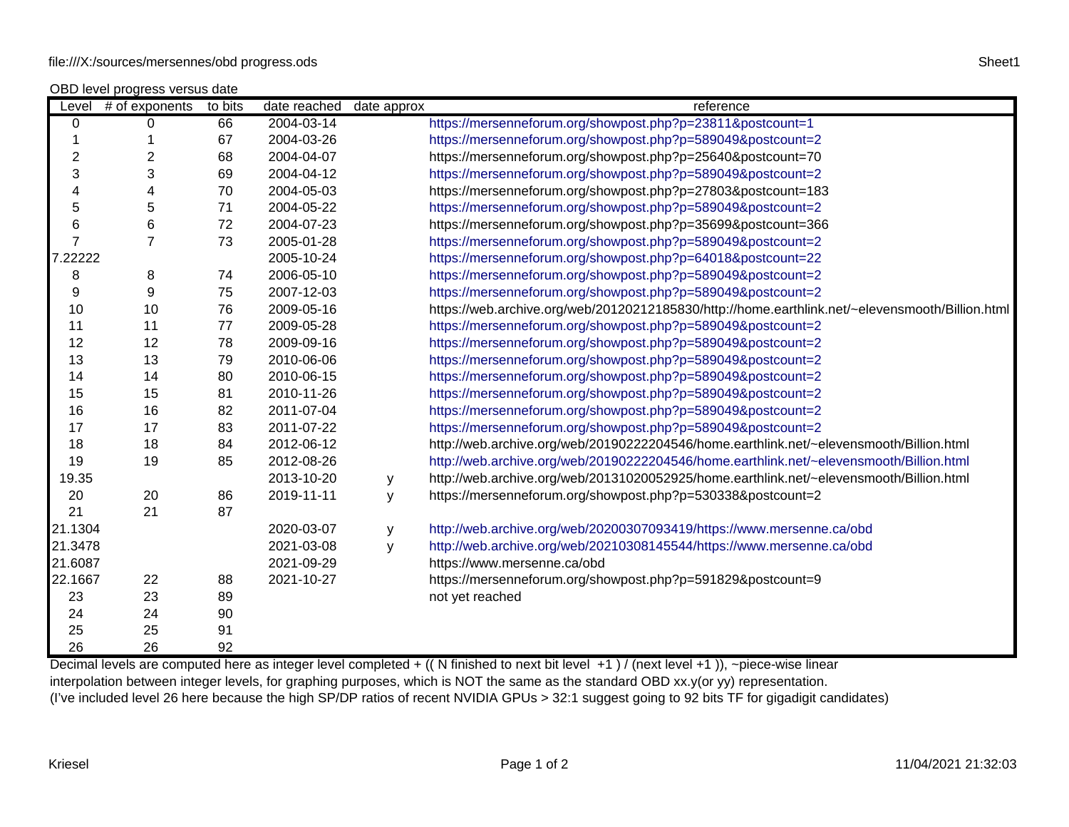OBD level progress versus date

| Level | # of exponents | to bits | date reached | date approx | reference |
|---|---|---|---|---|---|
| 0 | 0 | 66 | 2004-03-14 | | https://mersenneforum.org/showpost.php?p=23811&postcount=1 |
| 1 | 1 | 67 | 2004-03-26 | | https://mersenneforum.org/showpost.php?p=589049&postcount=2 |
| 2 | 2 | 68 | 2004-04-07 | | https://mersenneforum.org/showpost.php?p=25640&postcount=70 |
| 3 | 3 | 69 | 2004-04-12 | | https://mersenneforum.org/showpost.php?p=589049&postcount=2 |
| 4 | 4 | 70 | 2004-05-03 | | https://mersenneforum.org/showpost.php?p=27803&postcount=183 |
| 5 | 5 | 71 | 2004-05-22 | | https://mersenneforum.org/showpost.php?p=589049&postcount=2 |
| 6 | 6 | 72 | 2004-07-23 | | https://mersenneforum.org/showpost.php?p=35699&postcount=366 |
| 7 | 7 | 73 | 2005-01-28 | | https://mersenneforum.org/showpost.php?p=589049&postcount=2 |
| 7.22222 | | | 2005-10-24 | | https://mersenneforum.org/showpost.php?p=64018&postcount=22 |
| 8 | 8 | 74 | 2006-05-10 | | https://mersenneforum.org/showpost.php?p=589049&postcount=2 |
| 9 | 9 | 75 | 2007-12-03 | | https://mersenneforum.org/showpost.php?p=589049&postcount=2 |
| 10 | 10 | 76 | 2009-05-16 | | https://web.archive.org/web/20120212185830/http://home.earthlink.net/~elevensmooth/Billion.html |
| 11 | 11 | 77 | 2009-05-28 | | https://mersenneforum.org/showpost.php?p=589049&postcount=2 |
| 12 | 12 | 78 | 2009-09-16 | | https://mersenneforum.org/showpost.php?p=589049&postcount=2 |
| 13 | 13 | 79 | 2010-06-06 | | https://mersenneforum.org/showpost.php?p=589049&postcount=2 |
| 14 | 14 | 80 | 2010-06-15 | | https://mersenneforum.org/showpost.php?p=589049&postcount=2 |
| 15 | 15 | 81 | 2010-11-26 | | https://mersenneforum.org/showpost.php?p=589049&postcount=2 |
| 16 | 16 | 82 | 2011-07-04 | | https://mersenneforum.org/showpost.php?p=589049&postcount=2 |
| 17 | 17 | 83 | 2011-07-22 | | https://mersenneforum.org/showpost.php?p=589049&postcount=2 |
| 18 | 18 | 84 | 2012-06-12 | | http://web.archive.org/web/20190222204546/home.earthlink.net/~elevensmooth/Billion.html |
| 19 | 19 | 85 | 2012-08-26 | | http://web.archive.org/web/20190222204546/home.earthlink.net/~elevensmooth/Billion.html |
| 19.35 | | | 2013-10-20 | y | http://web.archive.org/web/20131020052925/home.earthlink.net/~elevensmooth/Billion.html |
| 20 | 20 | 86 | 2019-11-11 | y | https://mersenneforum.org/showpost.php?p=530338&postcount=2 |
| 21 | 21 | 87 | | | |
| 21.1304 | | | 2020-03-07 | y | http://web.archive.org/web/20200307093419/https://www.mersenne.ca/obd |
| 21.3478 | | | 2021-03-08 | y | http://web.archive.org/web/20210308145544/https://www.mersenne.ca/obd |
| 21.6087 | | | 2021-09-29 | | https://www.mersenne.ca/obd |
| 22.1667 | 22 | 88 | 2021-10-27 | | https://mersenneforum.org/showpost.php?p=591829&postcount=9 |
| 23 | 23 | 89 | | | not yet reached |
| 24 | 24 | 90 | | | |
| 25 | 25 | 91 | | | |
| 26 | 26 | 92 | | | |

Decimal levels are computed here as integer level completed + (( N finished to next bit level +1 ) / (next level +1 )), ~piece-wise linear interpolation between integer levels, for graphing purposes, which is NOT the same as the standard OBD xx.y(or yy) representation.
(I've included level 26 here because the high SP/DP ratios of recent NVIDIA GPUs > 32:1 suggest going to 92 bits TF for gigadigit candidates)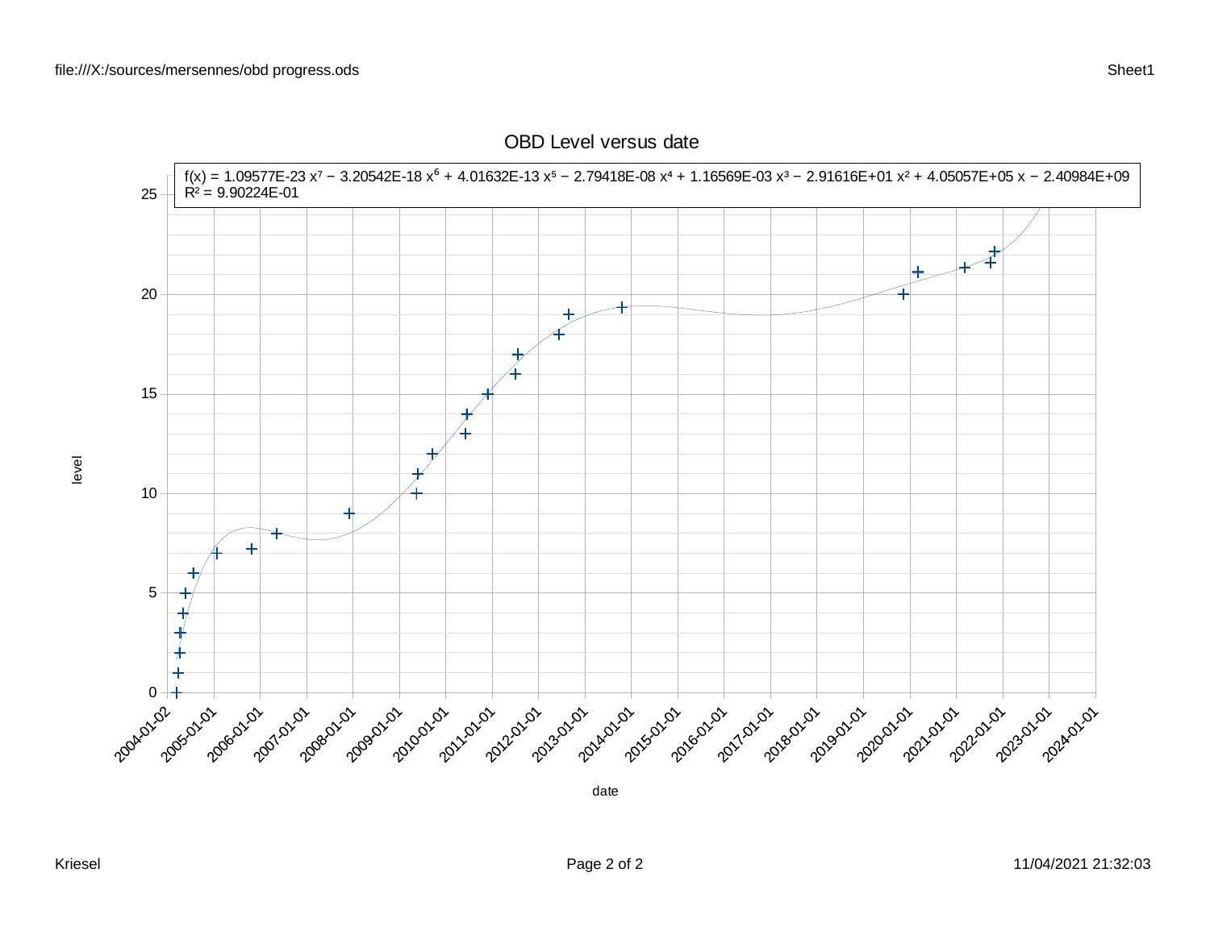OBD Level versus date

$f(x) = 1.09577E-23\ x^7 - 3.20542E-18\ x^6 + 4.01632E-13\ x^5 - 2.79418E-08\ x^4 + 1.16569E-03\ x^3 - 2.91616E+01\ x^2 + 4.05057E+05\ x - 2.40984E+09$

$R^2 = 9.90224E-01$

level

0
5
10
15
20
25

date

2004-01-02
2005-01-01
2006-01-01
2007-01-01
2008-01-01
2009-01-01
2010-01-01
2011-01-01
2012-01-01
2013-01-01
2014-01-01
2015-01-01
2016-01-01
2017-01-01
2018-01-01
2019-01-01
2020-01-01
2021-01-01
2022-01-01
2023-01-01
2024-01-01